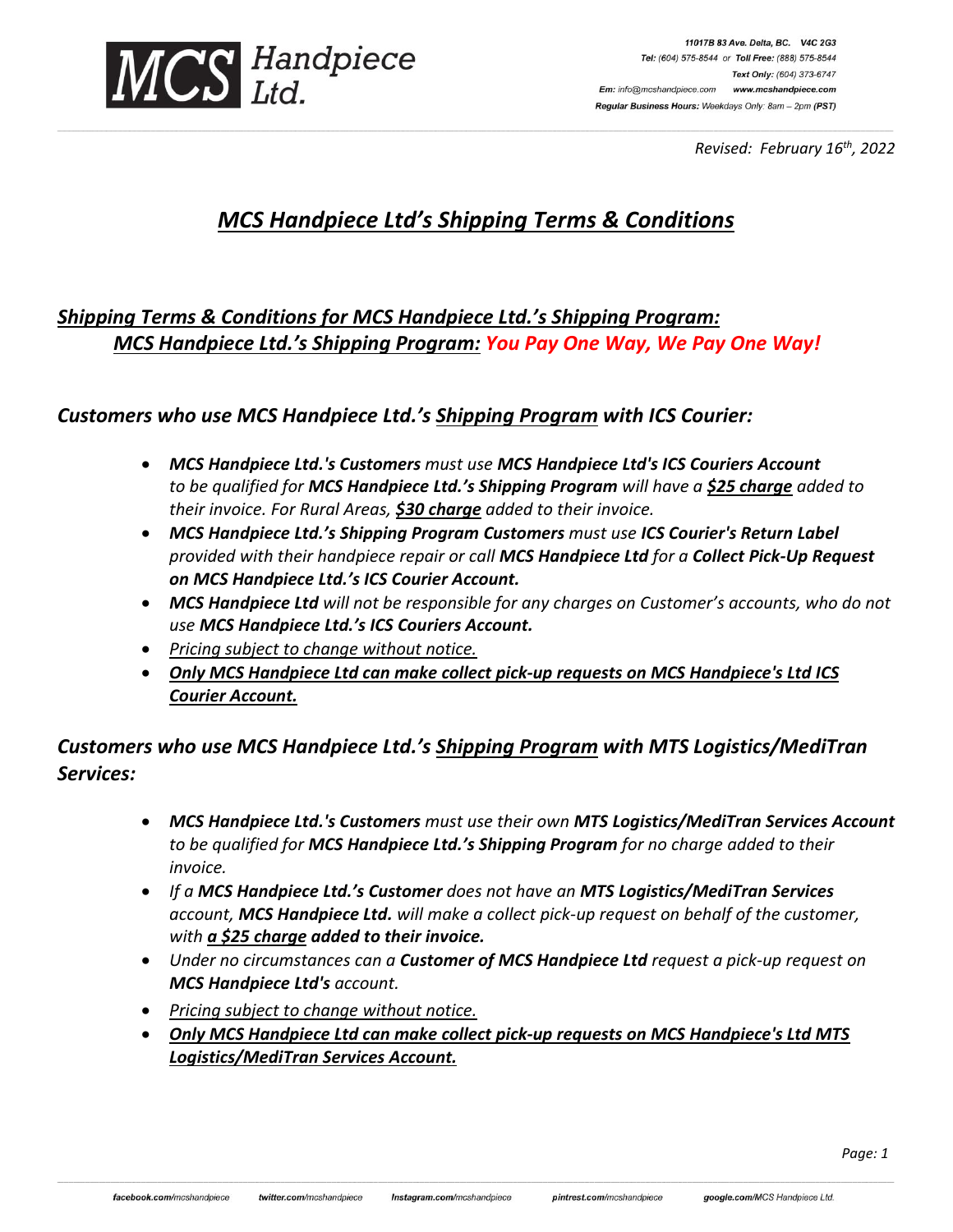*Revised: February 16th, 2022*

# ***MCS Handpiece Ltd's Shipping Terms & Conditions***

## ***Shipping Terms & Conditions for MCS Handpiece Ltd.'s Shipping Program:***
## ***MCS Handpiece Ltd.'s Shipping Program: You Pay One Way, We Pay One Way!***

### ***Customers who use MCS Handpiece Ltd.'s Shipping Program with ICS Courier:***

- ***MCS Handpiece Ltd.'s Customers*** *must use* ***MCS Handpiece Ltd's ICS Couriers Account*** *to be qualified for* ***MCS Handpiece Ltd.'s Shipping Program*** *will have a* ***$25 charge*** *added to their invoice. For Rural Areas,* ***$30 charge*** *added to their invoice.*
- ***MCS Handpiece Ltd.'s Shipping Program Customers*** *must use* ***ICS Courier's Return Label*** *provided with their handpiece repair or call* ***MCS Handpiece Ltd*** *for a* ***Collect Pick-Up Request on MCS Handpiece Ltd.'s ICS Courier Account.***
- ***MCS Handpiece Ltd*** *will not be responsible for any charges on Customer's accounts, who do not use* ***MCS Handpiece Ltd.'s ICS Couriers Account.***
- *Pricing subject to change without notice.*
- ***Only MCS Handpiece Ltd can make collect pick-up requests on MCS Handpiece's Ltd ICS Courier Account.***

### ***Customers who use MCS Handpiece Ltd.'s Shipping Program with MTS Logistics/MediTran Services:***

- ***MCS Handpiece Ltd.'s Customers*** *must use their own* ***MTS Logistics/MediTran Services Account*** *to be qualified for* ***MCS Handpiece Ltd.'s Shipping Program*** *for no charge added to their invoice.*
- *If a* ***MCS Handpiece Ltd.'s Customer*** *does not have an* ***MTS Logistics/MediTran Services*** *account,* ***MCS Handpiece Ltd.*** *will make a collect pick-up request on behalf of the customer, with* ***a $25 charge added to their invoice.***
- *Under no circumstances can a* ***Customer of MCS Handpiece Ltd*** *request a pick-up request on* ***MCS Handpiece Ltd's*** *account.*
- *Pricing subject to change without notice.*
- ***Only MCS Handpiece Ltd can make collect pick-up requests on MCS Handpiece's Ltd MTS Logistics/MediTran Services Account.***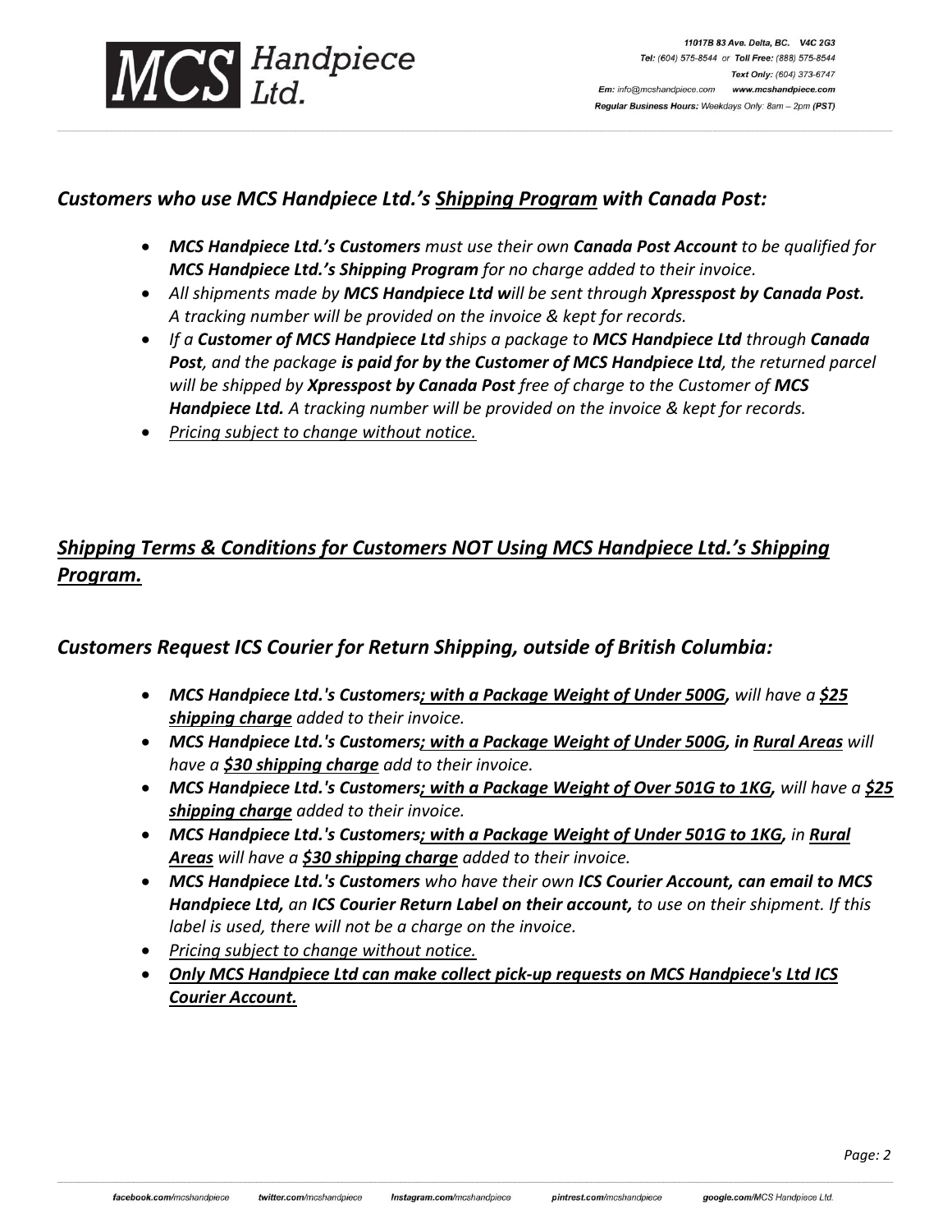## *Customers who use MCS Handpiece Ltd.'s <u>Shipping Program</u> with Canada Post:*

- ***MCS Handpiece Ltd.'s Customers*** *must use their own* ***Canada Post Account*** *to be qualified for* ***MCS Handpiece Ltd.'s Shipping Program*** *for no charge added to their invoice.*
- *All shipments made by* ***MCS Handpiece Ltd w****ill be sent through* ***Xpresspost by Canada Post.*** *A tracking number will be provided on the invoice & kept for records.*
- *If a* ***Customer of MCS Handpiece Ltd*** *ships a package to* ***MCS Handpiece Ltd*** *through* ***Canada Post****, and the package* ***is paid for by the Customer of MCS Handpiece Ltd****, the returned parcel will be shipped by* ***Xpresspost by Canada Post*** *free of charge to the Customer of* ***MCS Handpiece Ltd.*** *A tracking number will be provided on the invoice & kept for records.*
- *<u>Pricing subject to change without notice.</u>*

## *<u>Shipping Terms & Conditions for Customers NOT Using MCS Handpiece Ltd.'s Shipping Program.</u>*

## *Customers Request ICS Courier for Return Shipping, outside of British Columbia:*

- ***MCS Handpiece Ltd.'s Customers<u>; with a Package Weight of Under 500G,</u>*** *will have a* ***<u>$25 shipping charge</u>*** *added to their invoice.*
- ***MCS Handpiece Ltd.'s Customers<u>; with a Package Weight of Under 500G,</u> in <u>Rural Areas</u>*** *will have a* ***<u>$30 shipping charge</u>*** *add to their invoice.*
- ***MCS Handpiece Ltd.'s Customers<u>; with a Package Weight of Over 501G to 1KG,</u>*** *will have a* ***<u>$25 shipping charge</u>*** *added to their invoice.*
- ***MCS Handpiece Ltd.'s Customers<u>; with a Package Weight of Under 501G to 1KG,</u> in <u>Rural Areas</u>*** *will have a* ***<u>$30 shipping charge</u>*** *added to their invoice.*
- ***MCS Handpiece Ltd.'s Customers*** *who have their own* ***ICS Courier Account, can email to MCS Handpiece Ltd,*** *an* ***ICS Courier Return Label on their account,*** *to use on their shipment. If this label is used, there will not be a charge on the invoice.*
- *<u>Pricing subject to change without notice.</u>*
- ***<u>Only MCS Handpiece Ltd can make collect pick-up requests on MCS Handpiece's Ltd ICS Courier Account.</u>***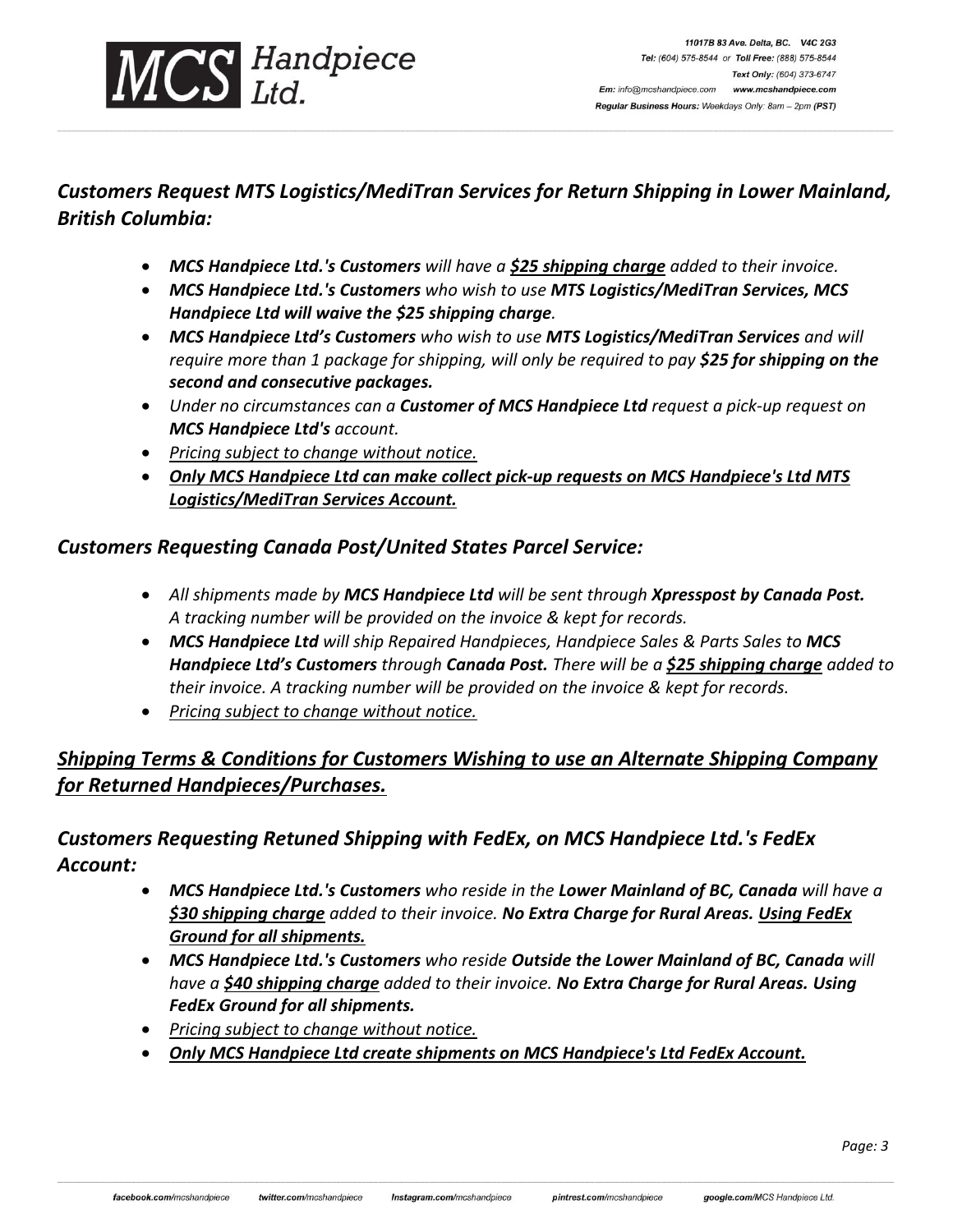## *Customers Request MTS Logistics/MediTran Services for Return Shipping in Lower Mainland, British Columbia:*

- ***MCS Handpiece Ltd.'s Customers*** *will have a* ***$25 shipping charge*** *added to their invoice.*
- ***MCS Handpiece Ltd.'s Customers*** *who wish to use* ***MTS Logistics/MediTran Services, MCS Handpiece Ltd will waive the $25 shipping charge****.*
- ***MCS Handpiece Ltd's Customers*** *who wish to use* ***MTS Logistics/MediTran Services*** *and will require more than 1 package for shipping, will only be required to pay* ***$25 for shipping on the second and consecutive packages.***
- *Under no circumstances can a* ***Customer of MCS Handpiece Ltd*** *request a pick-up request on* ***MCS Handpiece Ltd's*** *account.*
- *Pricing subject to change without notice.*
- ***Only MCS Handpiece Ltd can make collect pick-up requests on MCS Handpiece's Ltd MTS Logistics/MediTran Services Account.***

## *Customers Requesting Canada Post/United States Parcel Service:*

- *All shipments made by* ***MCS Handpiece Ltd*** *will be sent through* ***Xpresspost by Canada Post.*** *A tracking number will be provided on the invoice & kept for records.*
- ***MCS Handpiece Ltd*** *will ship Repaired Handpieces, Handpiece Sales & Parts Sales to* ***MCS Handpiece Ltd's Customers*** *through* ***Canada Post.*** *There will be a* ***$25 shipping charge*** *added to their invoice. A tracking number will be provided on the invoice & kept for records.*
- *Pricing subject to change without notice.*

## *Shipping Terms & Conditions for Customers Wishing to use an Alternate Shipping Company for Returned Handpieces/Purchases.*

## *Customers Requesting Retuned Shipping with FedEx, on MCS Handpiece Ltd.'s FedEx Account:*

- ***MCS Handpiece Ltd.'s Customers*** *who reside in the* ***Lower Mainland of BC, Canada*** *will have a* ***$30 shipping charge*** *added to their invoice.* ***No Extra Charge for Rural Areas. Using FedEx Ground for all shipments.***
- ***MCS Handpiece Ltd.'s Customers*** *who reside* ***Outside the Lower Mainland of BC, Canada*** *will have a* ***$40 shipping charge*** *added to their invoice.* ***No Extra Charge for Rural Areas. Using FedEx Ground for all shipments.***
- *Pricing subject to change without notice.*
- ***Only MCS Handpiece Ltd create shipments on MCS Handpiece's Ltd FedEx Account.***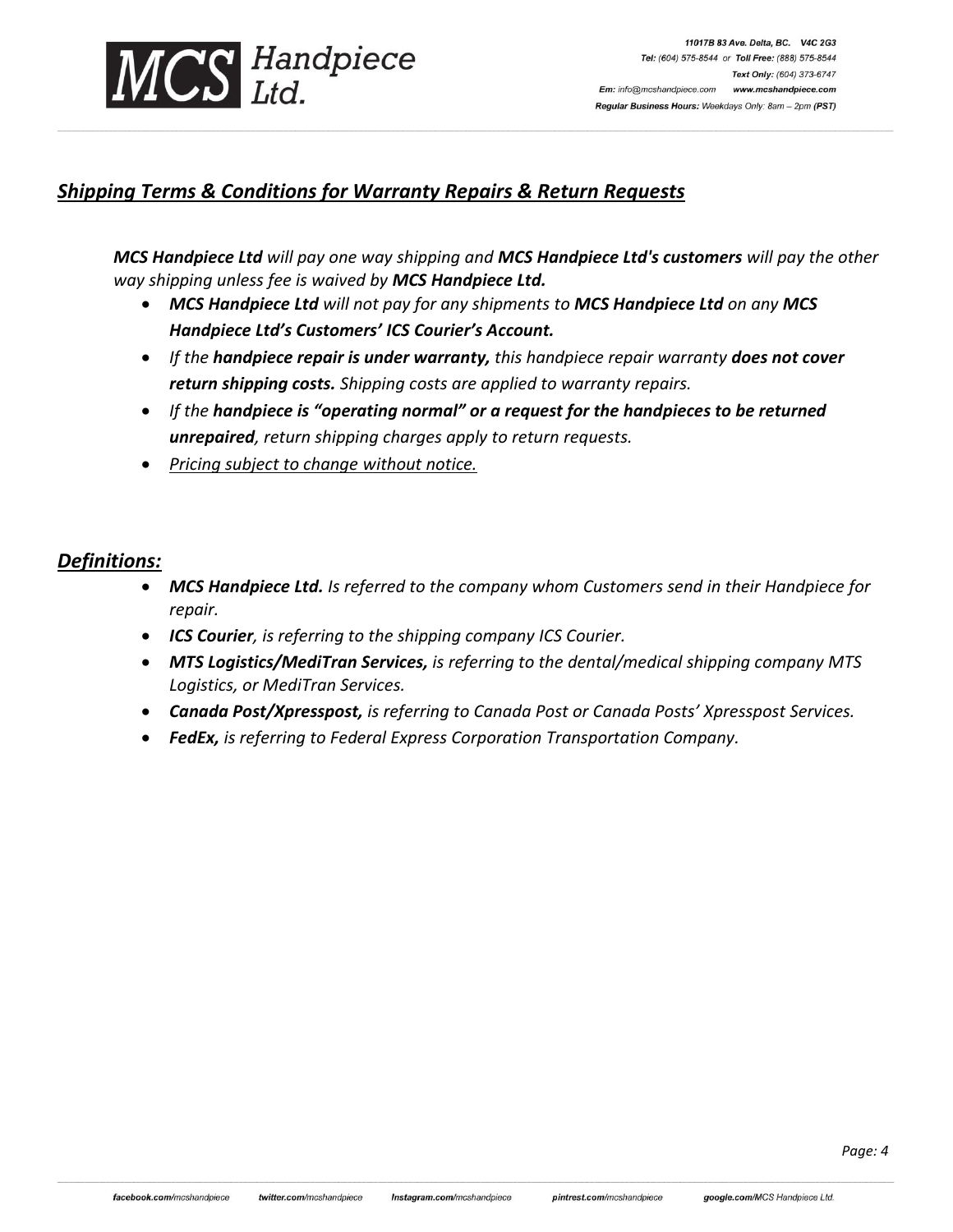## ***Shipping Terms & Conditions for Warranty Repairs & Return Requests***

***MCS Handpiece Ltd*** *will pay one way shipping and* ***MCS Handpiece Ltd's customers*** *will pay the other way shipping unless fee is waived by* ***MCS Handpiece Ltd.***

- ***MCS Handpiece Ltd*** *will not pay for any shipments to* ***MCS Handpiece Ltd*** *on any* ***MCS Handpiece Ltd's Customers' ICS Courier's Account.***
- *If the* ***handpiece repair is under warranty,*** *this handpiece repair warranty* ***does not cover return shipping costs.*** *Shipping costs are applied to warranty repairs.*
- *If the* ***handpiece is "operating normal" or a request for the handpieces to be returned unrepaired****, return shipping charges apply to return requests.*
- *Pricing subject to change without notice.*

## ***Definitions:***

- ***MCS Handpiece Ltd.*** *Is referred to the company whom Customers send in their Handpiece for repair.*
- ***ICS Courier****, is referring to the shipping company ICS Courier.*
- ***MTS Logistics/MediTran Services,*** *is referring to the dental/medical shipping company MTS Logistics, or MediTran Services.*
- ***Canada Post/Xpresspost,*** *is referring to Canada Post or Canada Posts' Xpresspost Services.*
- ***FedEx,*** *is referring to Federal Express Corporation Transportation Company.*